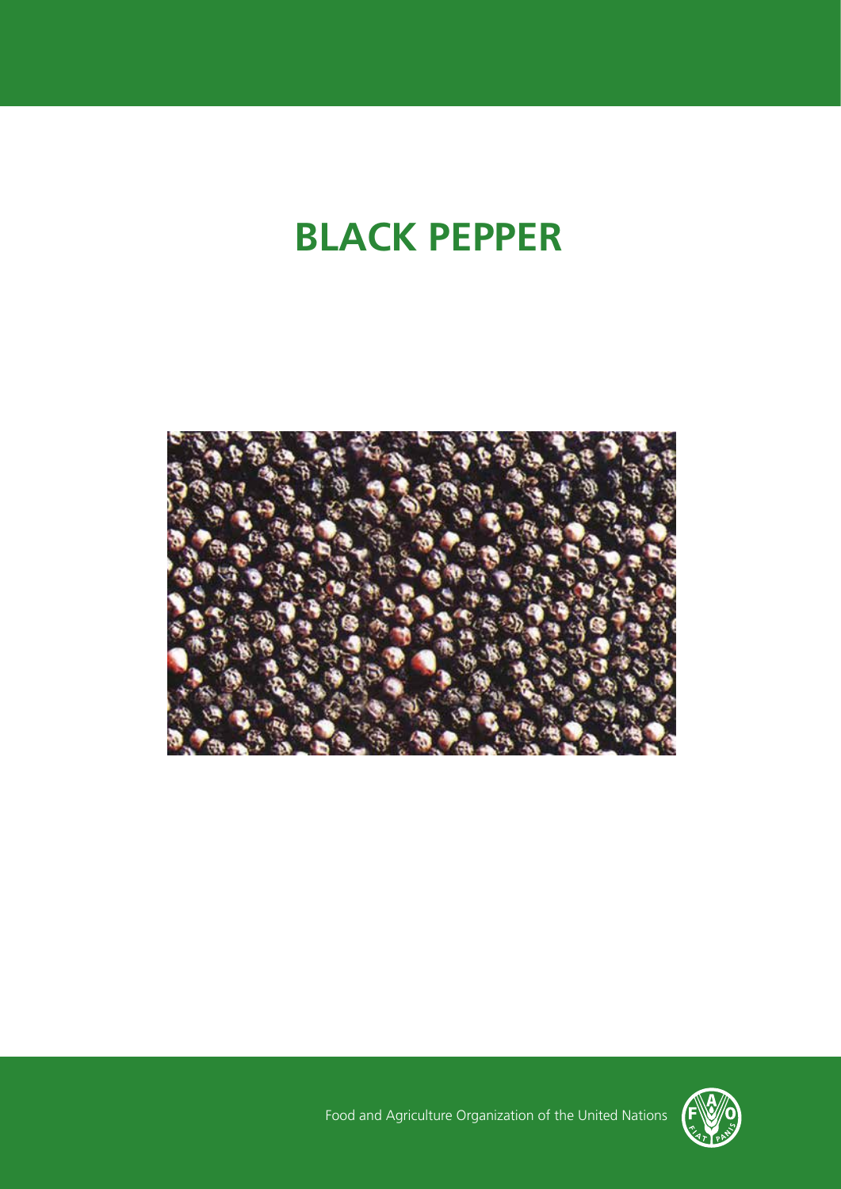# BLACK PEPPER

Food and Agriculture Organization of the United Nations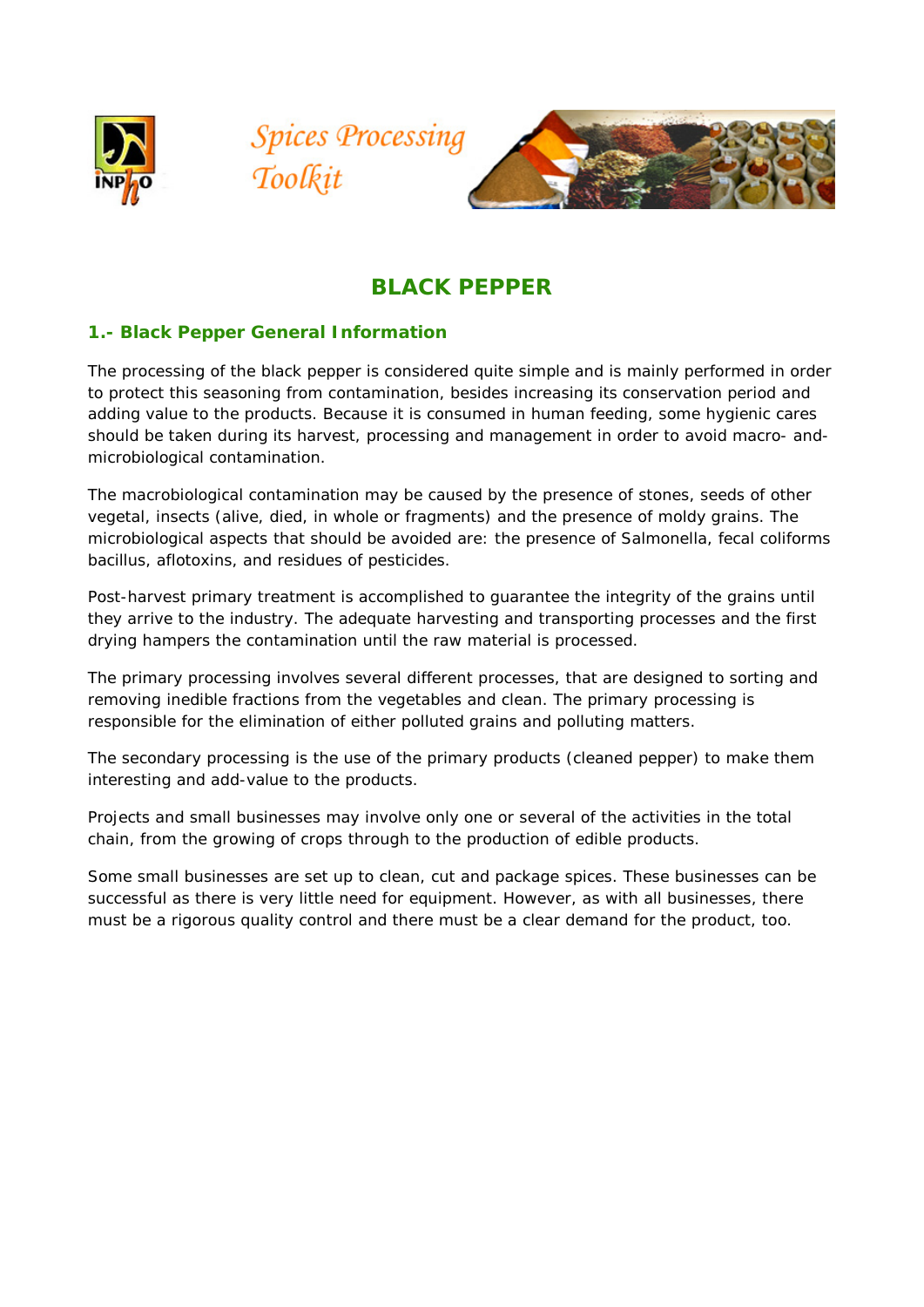# BLACK PEPPER

## 1.- Black Pepper General Information

The processing of the black pepper is considered quite simple and is mainly performed in order to protect this seasoning from contamination, besides increasing its conservation period and adding value to the products. Because it is consumed in human feeding, some hygienic cares should be taken during its harvest, processing and management in order to avoid macro- and-microbiological contamination.

The macrobiological contamination may be caused by the presence of stones, seeds of other vegetal, insects (alive, died, in whole or fragments) and the presence of moldy grains. The microbiological aspects that should be avoided are: the presence of Salmonella, fecal coliforms bacillus, aflotoxins, and residues of pesticides.

Post-harvest primary treatment is accomplished to guarantee the integrity of the grains until they arrive to the industry. The adequate harvesting and transporting processes and the first drying hampers the contamination until the raw material is processed.

The primary processing involves several different processes, that are designed to sorting and removing inedible fractions from the vegetables and clean. The primary processing is responsible for the elimination of either polluted grains and polluting matters.

The secondary processing is the use of the primary products (cleaned pepper) to make them interesting and add-value to the products.

Projects and small businesses may involve only one or several of the activities in the total chain, from the growing of crops through to the production of edible products.

Some small businesses are set up to clean, cut and package spices. These businesses can be successful as there is very little need for equipment. However, as with all businesses, there must be a rigorous quality control and there must be a clear demand for the product, too.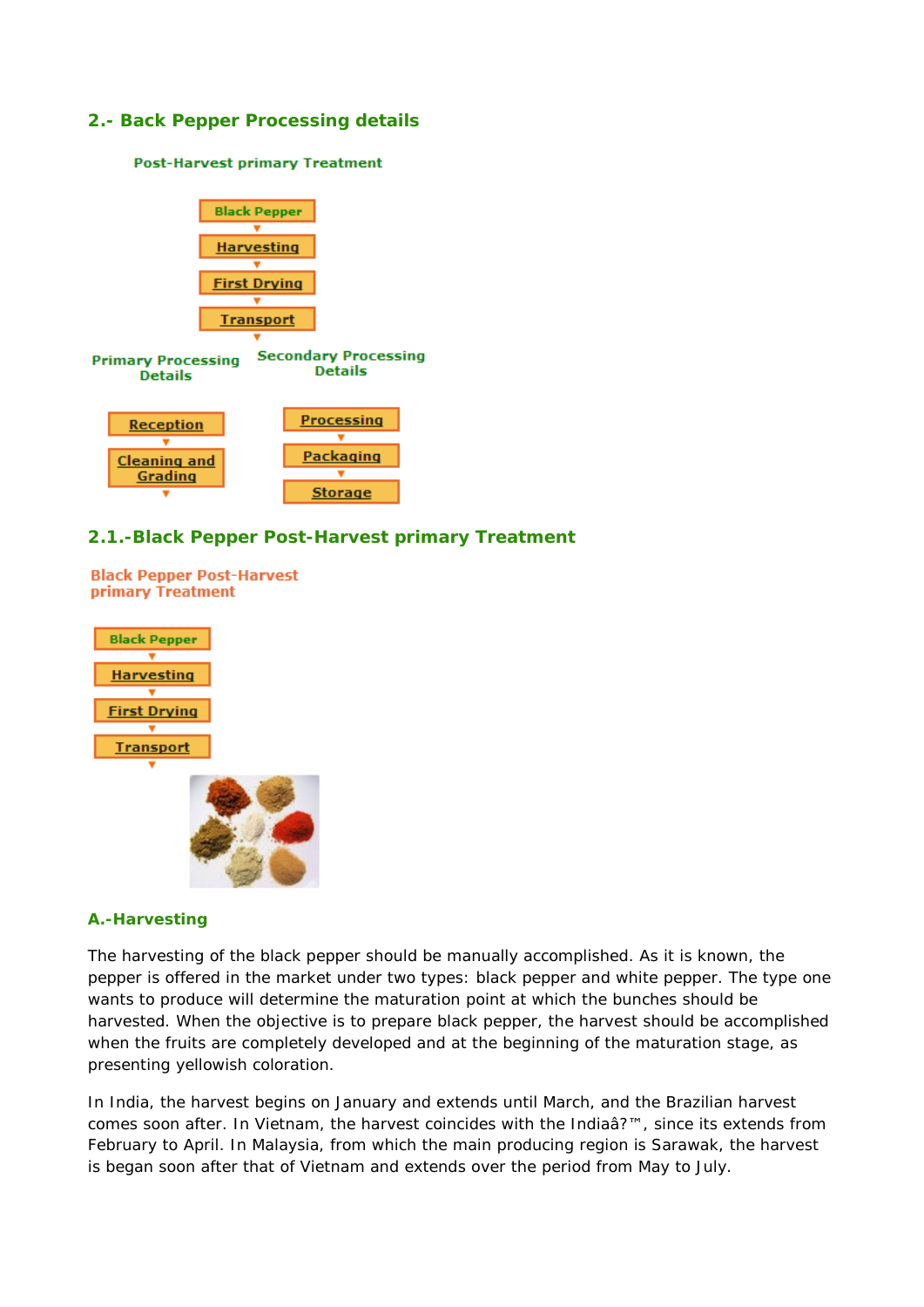## 2.- Back Pepper Processing details

Post-Harvest primary Treatment

Black Pepper
↓
Harvesting
↓
First Drying
↓
Transport
↓

Primary Processing Details

Reception
↓
Cleaning and Grading
↓

Secondary Processing Details

Processing
↓
Packaging
↓
Storage

## 2.1.-Black Pepper Post-Harvest primary Treatment

Black Pepper Post-Harvest primary Treatment

Black Pepper
↓
Harvesting
↓
First Drying
↓
Transport
↓

### A.-Harvesting

The harvesting of the black pepper should be manually accomplished. As it is known, the pepper is offered in the market under two types: black pepper and white pepper. The type one wants to produce will determine the maturation point at which the bunches should be harvested. When the objective is to prepare black pepper, the harvest should be accomplished when the fruits are completely developed and at the beginning of the maturation stage, as presenting yellowish coloration.

In India, the harvest begins on January and extends until March, and the Brazilian harvest comes soon after. In Vietnam, the harvest coincides with the Indiaâ?™, since its extends from February to April. In Malaysia, from which the main producing region is Sarawak, the harvest is began soon after that of Vietnam and extends over the period from May to July.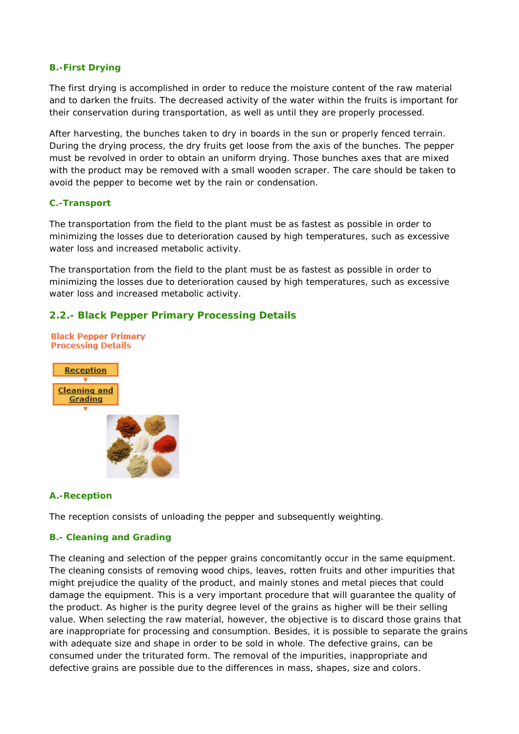### B.-First Drying

The first drying is accomplished in order to reduce the moisture content of the raw material and to darken the fruits. The decreased activity of the water within the fruits is important for their conservation during transportation, as well as until they are properly processed.

After harvesting, the bunches taken to dry in boards in the sun or properly fenced terrain. During the drying process, the dry fruits get loose from the axis of the bunches. The pepper must be revolved in order to obtain an uniform drying. Those bunches axes that are mixed with the product may be removed with a small wooden scraper. The care should be taken to avoid the pepper to become wet by the rain or condensation.

### C.-Transport

The transportation from the field to the plant must be as fastest as possible in order to minimizing the losses due to deterioration caused by high temperatures, such as excessive water loss and increased metabolic activity.

The transportation from the field to the plant must be as fastest as possible in order to minimizing the losses due to deterioration caused by high temperatures, such as excessive water loss and increased metabolic activity.

## 2.2.- Black Pepper Primary Processing Details

**Black Pepper Primary Processing Details**

Reception
↓
Cleaning and Grading
↓

### A.-Reception

The reception consists of unloading the pepper and subsequently weighting.

### B.- Cleaning and Grading

The cleaning and selection of the pepper grains concomitantly occur in the same equipment. The cleaning consists of removing wood chips, leaves, rotten fruits and other impurities that might prejudice the quality of the product, and mainly stones and metal pieces that could damage the equipment. This is a very important procedure that will guarantee the quality of the product. As higher is the purity degree level of the grains as higher will be their selling value. When selecting the raw material, however, the objective is to discard those grains that are inappropriate for processing and consumption. Besides, it is possible to separate the grains with adequate size and shape in order to be sold in whole. The defective grains, can be consumed under the triturated form. The removal of the impurities, inappropriate and defective grains are possible due to the differences in mass, shapes, size and colors.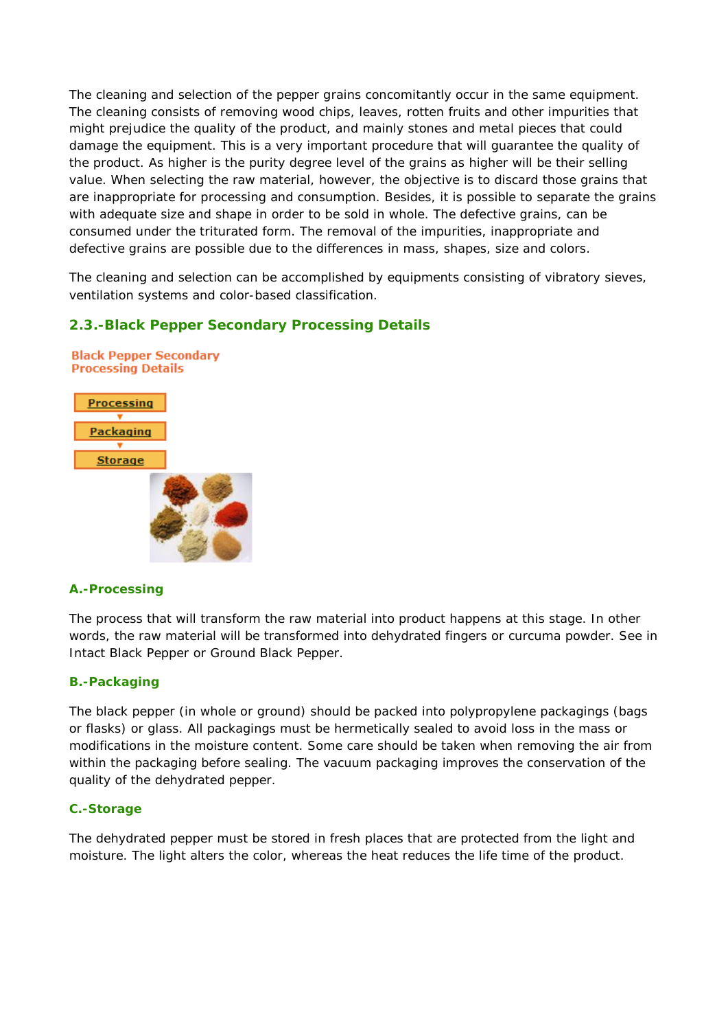The cleaning and selection of the pepper grains concomitantly occur in the same equipment. The cleaning consists of removing wood chips, leaves, rotten fruits and other impurities that might prejudice the quality of the product, and mainly stones and metal pieces that could damage the equipment. This is a very important procedure that will guarantee the quality of the product. As higher is the purity degree level of the grains as higher will be their selling value. When selecting the raw material, however, the objective is to discard those grains that are inappropriate for processing and consumption. Besides, it is possible to separate the grains with adequate size and shape in order to be sold in whole. The defective grains, can be consumed under the triturated form. The removal of the impurities, inappropriate and defective grains are possible due to the differences in mass, shapes, size and colors.

The cleaning and selection can be accomplished by equipments consisting of vibratory sieves, ventilation systems and color-based classification.

## 2.3.-Black Pepper Secondary Processing Details

Black Pepper Secondary Processing Details

Processing
↓
Packaging
↓
Storage

### A.-Processing

The process that will transform the raw material into product happens at this stage. In other words, the raw material will be transformed into dehydrated fingers or curcuma powder. See in Intact Black Pepper or Ground Black Pepper.

### B.-Packaging

The black pepper (in whole or ground) should be packed into polypropylene packagings (bags or flasks) or glass. All packagings must be hermetically sealed to avoid loss in the mass or modifications in the moisture content. Some care should be taken when removing the air from within the packaging before sealing. The vacuum packaging improves the conservation of the quality of the dehydrated pepper.

### C.-Storage

The dehydrated pepper must be stored in fresh places that are protected from the light and moisture. The light alters the color, whereas the heat reduces the life time of the product.